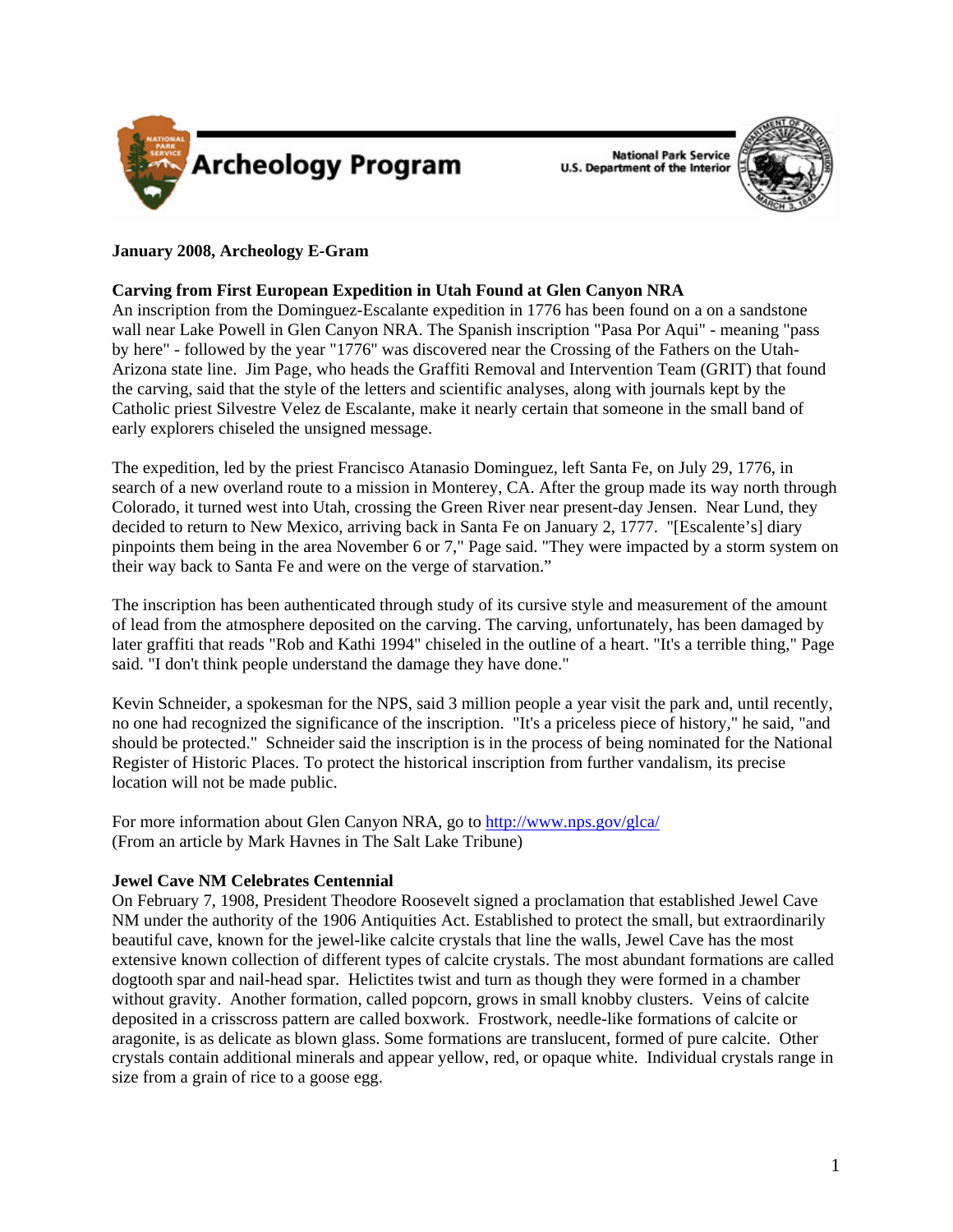# Archeology Program

National Park Service
U.S. Department of the Interior

**January 2008, Archeology E-Gram**

**Carving from First European Expedition in Utah Found at Glen Canyon NRA**

An inscription from the Dominguez-Escalante expedition in 1776 has been found on a on a sandstone wall near Lake Powell in Glen Canyon NRA. The Spanish inscription "Pasa Por Aqui" - meaning "pass by here" - followed by the year "1776" was discovered near the Crossing of the Fathers on the Utah-Arizona state line. Jim Page, who heads the Graffiti Removal and Intervention Team (GRIT) that found the carving, said that the style of the letters and scientific analyses, along with journals kept by the Catholic priest Silvestre Velez de Escalante, make it nearly certain that someone in the small band of early explorers chiseled the unsigned message.

The expedition, led by the priest Francisco Atanasio Dominguez, left Santa Fe, on July 29, 1776, in search of a new overland route to a mission in Monterey, CA. After the group made its way north through Colorado, it turned west into Utah, crossing the Green River near present-day Jensen. Near Lund, they decided to return to New Mexico, arriving back in Santa Fe on January 2, 1777. "[Escalante's] diary pinpoints them being in the area November 6 or 7," Page said. "They were impacted by a storm system on their way back to Santa Fe and were on the verge of starvation."

The inscription has been authenticated through study of its cursive style and measurement of the amount of lead from the atmosphere deposited on the carving. The carving, unfortunately, has been damaged by later graffiti that reads "Rob and Kathi 1994" chiseled in the outline of a heart. "It's a terrible thing," Page said. "I don't think people understand the damage they have done."

Kevin Schneider, a spokesman for the NPS, said 3 million people a year visit the park and, until recently, no one had recognized the significance of the inscription. "It's a priceless piece of history," he said, "and should be protected." Schneider said the inscription is in the process of being nominated for the National Register of Historic Places. To protect the historical inscription from further vandalism, its precise location will not be made public.

For more information about Glen Canyon NRA, go to http://www.nps.gov/glca/
(From an article by Mark Havnes in The Salt Lake Tribune)

**Jewel Cave NM Celebrates Centennial**

On February 7, 1908, President Theodore Roosevelt signed a proclamation that established Jewel Cave NM under the authority of the 1906 Antiquities Act. Established to protect the small, but extraordinarily beautiful cave, known for the jewel-like calcite crystals that line the walls, Jewel Cave has the most extensive known collection of different types of calcite crystals. The most abundant formations are called dogtooth spar and nail-head spar. Helictites twist and turn as though they were formed in a chamber without gravity. Another formation, called popcorn, grows in small knobby clusters. Veins of calcite deposited in a crisscross pattern are called boxwork. Frostwork, needle-like formations of calcite or aragonite, is as delicate as blown glass. Some formations are translucent, formed of pure calcite. Other crystals contain additional minerals and appear yellow, red, or opaque white. Individual crystals range in size from a grain of rice to a goose egg.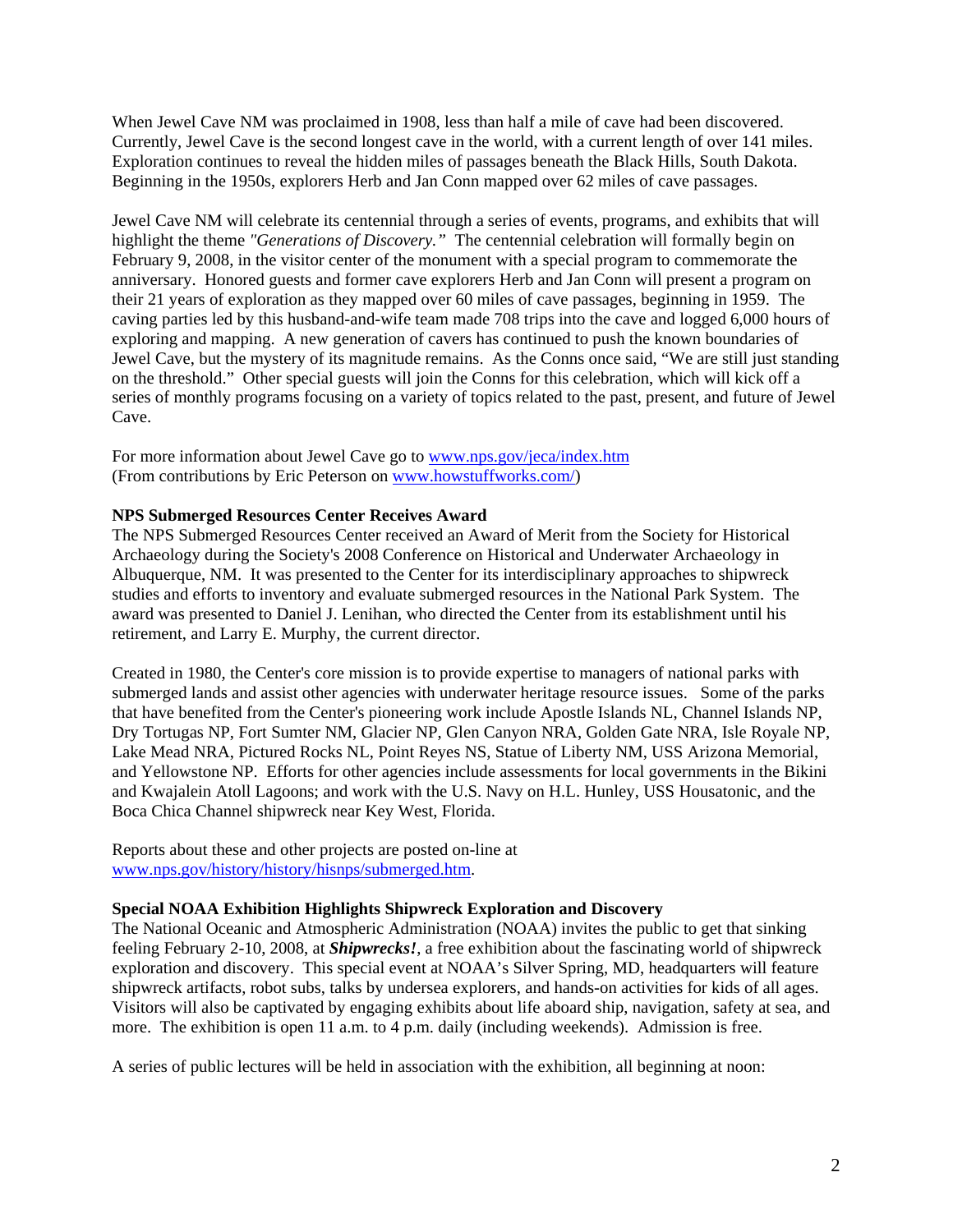When Jewel Cave NM was proclaimed in 1908, less than half a mile of cave had been discovered. Currently, Jewel Cave is the second longest cave in the world, with a current length of over 141 miles. Exploration continues to reveal the hidden miles of passages beneath the Black Hills, South Dakota. Beginning in the 1950s, explorers Herb and Jan Conn mapped over 62 miles of cave passages.

Jewel Cave NM will celebrate its centennial through a series of events, programs, and exhibits that will highlight the theme *"Generations of Discovery."* The centennial celebration will formally begin on February 9, 2008, in the visitor center of the monument with a special program to commemorate the anniversary. Honored guests and former cave explorers Herb and Jan Conn will present a program on their 21 years of exploration as they mapped over 60 miles of cave passages, beginning in 1959. The caving parties led by this husband-and-wife team made 708 trips into the cave and logged 6,000 hours of exploring and mapping. A new generation of cavers has continued to push the known boundaries of Jewel Cave, but the mystery of its magnitude remains. As the Conns once said, "We are still just standing on the threshold." Other special guests will join the Conns for this celebration, which will kick off a series of monthly programs focusing on a variety of topics related to the past, present, and future of Jewel Cave.

For more information about Jewel Cave go to www.nps.gov/jeca/index.htm
(From contributions by Eric Peterson on www.howstuffworks.com/)

**NPS Submerged Resources Center Receives Award**

The NPS Submerged Resources Center received an Award of Merit from the Society for Historical Archaeology during the Society's 2008 Conference on Historical and Underwater Archaeology in Albuquerque, NM. It was presented to the Center for its interdisciplinary approaches to shipwreck studies and efforts to inventory and evaluate submerged resources in the National Park System. The award was presented to Daniel J. Lenihan, who directed the Center from its establishment until his retirement, and Larry E. Murphy, the current director.

Created in 1980, the Center's core mission is to provide expertise to managers of national parks with submerged lands and assist other agencies with underwater heritage resource issues. Some of the parks that have benefited from the Center's pioneering work include Apostle Islands NL, Channel Islands NP, Dry Tortugas NP, Fort Sumter NM, Glacier NP, Glen Canyon NRA, Golden Gate NRA, Isle Royale NP, Lake Mead NRA, Pictured Rocks NL, Point Reyes NS, Statue of Liberty NM, USS Arizona Memorial, and Yellowstone NP. Efforts for other agencies include assessments for local governments in the Bikini and Kwajalein Atoll Lagoons; and work with the U.S. Navy on H.L. Hunley, USS Housatonic, and the Boca Chica Channel shipwreck near Key West, Florida.

Reports about these and other projects are posted on-line at www.nps.gov/history/history/hisnps/submerged.htm.

**Special NOAA Exhibition Highlights Shipwreck Exploration and Discovery**

The National Oceanic and Atmospheric Administration (NOAA) invites the public to get that sinking feeling February 2-10, 2008, at ***Shipwrecks!***, a free exhibition about the fascinating world of shipwreck exploration and discovery. This special event at NOAA's Silver Spring, MD, headquarters will feature shipwreck artifacts, robot subs, talks by undersea explorers, and hands-on activities for kids of all ages. Visitors will also be captivated by engaging exhibits about life aboard ship, navigation, safety at sea, and more. The exhibition is open 11 a.m. to 4 p.m. daily (including weekends). Admission is free.

A series of public lectures will be held in association with the exhibition, all beginning at noon: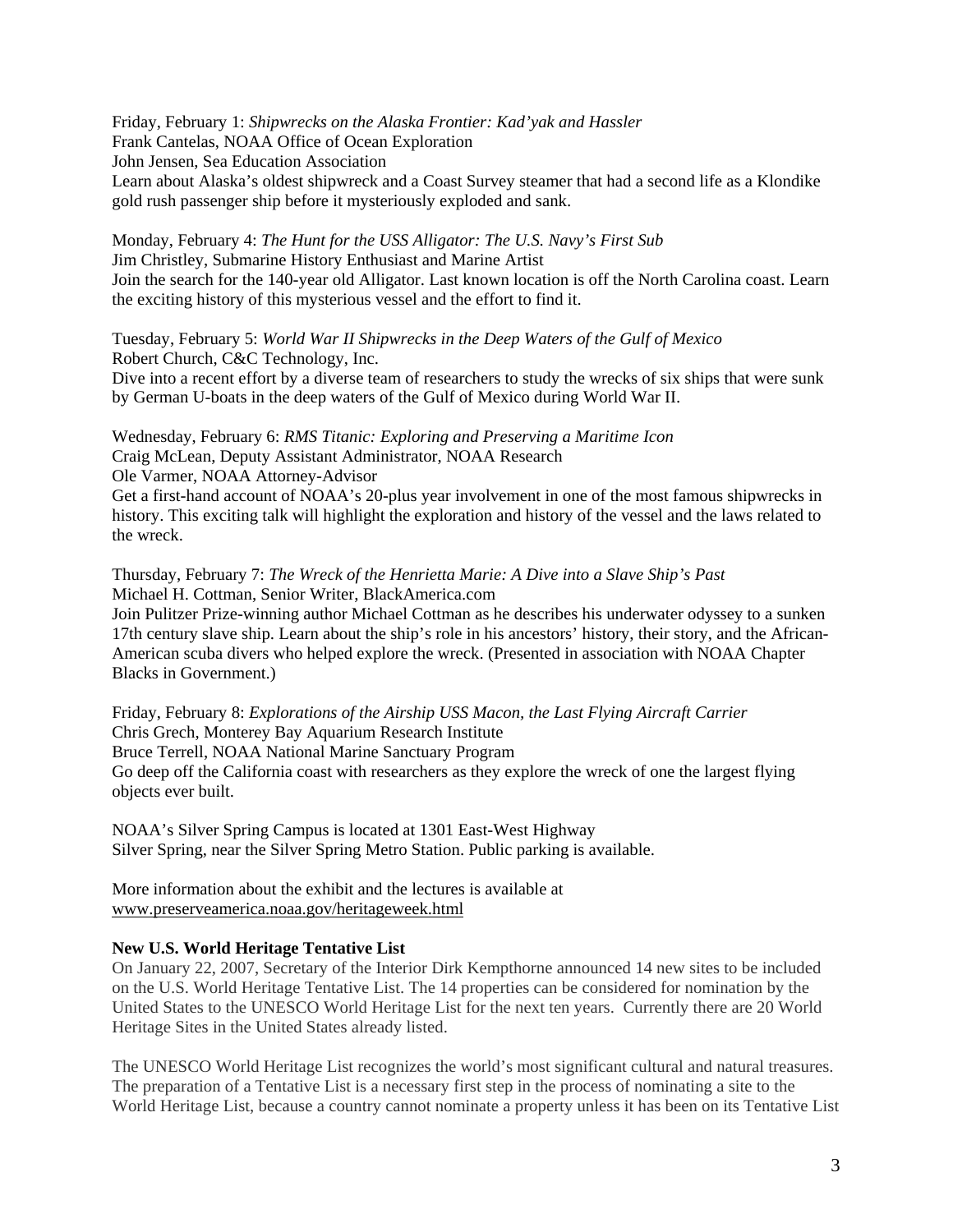Friday, February 1: *Shipwrecks on the Alaska Frontier: Kad'yak and Hassler*
Frank Cantelas, NOAA Office of Ocean Exploration
John Jensen, Sea Education Association
Learn about Alaska's oldest shipwreck and a Coast Survey steamer that had a second life as a Klondike gold rush passenger ship before it mysteriously exploded and sank.

Monday, February 4: *The Hunt for the USS Alligator: The U.S. Navy's First Sub*
Jim Christley, Submarine History Enthusiast and Marine Artist
Join the search for the 140-year old Alligator. Last known location is off the North Carolina coast. Learn the exciting history of this mysterious vessel and the effort to find it.

Tuesday, February 5: *World War II Shipwrecks in the Deep Waters of the Gulf of Mexico*
Robert Church, C&C Technology, Inc.
Dive into a recent effort by a diverse team of researchers to study the wrecks of six ships that were sunk by German U-boats in the deep waters of the Gulf of Mexico during World War II.

Wednesday, February 6: *RMS Titanic: Exploring and Preserving a Maritime Icon*
Craig McLean, Deputy Assistant Administrator, NOAA Research
Ole Varmer, NOAA Attorney-Advisor
Get a first-hand account of NOAA's 20-plus year involvement in one of the most famous shipwrecks in history. This exciting talk will highlight the exploration and history of the vessel and the laws related to the wreck.

Thursday, February 7: *The Wreck of the Henrietta Marie: A Dive into a Slave Ship's Past*
Michael H. Cottman, Senior Writer, BlackAmerica.com
Join Pulitzer Prize-winning author Michael Cottman as he describes his underwater odyssey to a sunken 17th century slave ship. Learn about the ship's role in his ancestors' history, their story, and the African-American scuba divers who helped explore the wreck. (Presented in association with NOAA Chapter Blacks in Government.)

Friday, February 8: *Explorations of the Airship USS Macon, the Last Flying Aircraft Carrier*
Chris Grech, Monterey Bay Aquarium Research Institute
Bruce Terrell, NOAA National Marine Sanctuary Program
Go deep off the California coast with researchers as they explore the wreck of one the largest flying objects ever built.

NOAA's Silver Spring Campus is located at 1301 East-West Highway
Silver Spring, near the Silver Spring Metro Station. Public parking is available.

More information about the exhibit and the lectures is available at
www.preserveamerica.noaa.gov/heritageweek.html

**New U.S. World Heritage Tentative List**

On January 22, 2007, Secretary of the Interior Dirk Kempthorne announced 14 new sites to be included on the U.S. World Heritage Tentative List. The 14 properties can be considered for nomination by the United States to the UNESCO World Heritage List for the next ten years. Currently there are 20 World Heritage Sites in the United States already listed.

The UNESCO World Heritage List recognizes the world's most significant cultural and natural treasures. The preparation of a Tentative List is a necessary first step in the process of nominating a site to the World Heritage List, because a country cannot nominate a property unless it has been on its Tentative List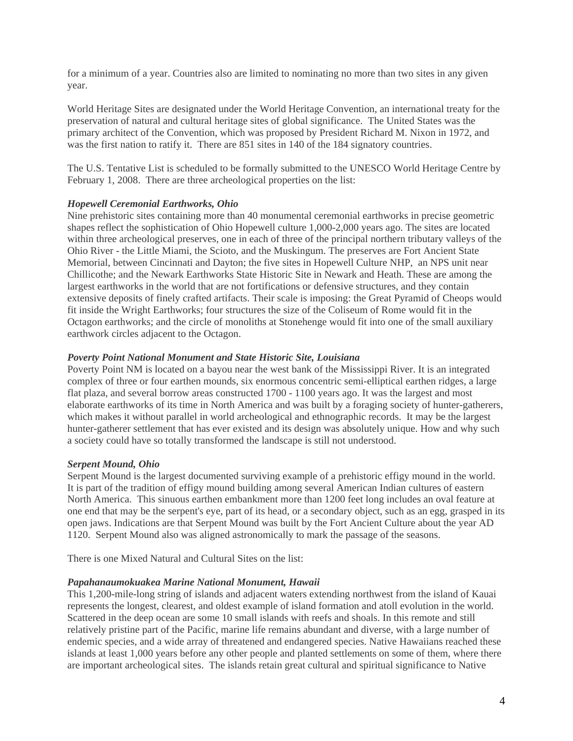for a minimum of a year. Countries also are limited to nominating no more than two sites in any given year.

World Heritage Sites are designated under the World Heritage Convention, an international treaty for the preservation of natural and cultural heritage sites of global significance. The United States was the primary architect of the Convention, which was proposed by President Richard M. Nixon in 1972, and was the first nation to ratify it. There are 851 sites in 140 of the 184 signatory countries.

The U.S. Tentative List is scheduled to be formally submitted to the UNESCO World Heritage Centre by February 1, 2008. There are three archeological properties on the list:

***Hopewell Ceremonial Earthworks, Ohio***

Nine prehistoric sites containing more than 40 monumental ceremonial earthworks in precise geometric shapes reflect the sophistication of Ohio Hopewell culture 1,000-2,000 years ago. The sites are located within three archeological preserves, one in each of three of the principal northern tributary valleys of the Ohio River - the Little Miami, the Scioto, and the Muskingum. The preserves are Fort Ancient State Memorial, between Cincinnati and Dayton; the five sites in Hopewell Culture NHP, an NPS unit near Chillicothe; and the Newark Earthworks State Historic Site in Newark and Heath. These are among the largest earthworks in the world that are not fortifications or defensive structures, and they contain extensive deposits of finely crafted artifacts. Their scale is imposing: the Great Pyramid of Cheops would fit inside the Wright Earthworks; four structures the size of the Coliseum of Rome would fit in the Octagon earthworks; and the circle of monoliths at Stonehenge would fit into one of the small auxiliary earthwork circles adjacent to the Octagon.

***Poverty Point National Monument and State Historic Site, Louisiana***

Poverty Point NM is located on a bayou near the west bank of the Mississippi River. It is an integrated complex of three or four earthen mounds, six enormous concentric semi-elliptical earthen ridges, a large flat plaza, and several borrow areas constructed 1700 - 1100 years ago. It was the largest and most elaborate earthworks of its time in North America and was built by a foraging society of hunter-gatherers, which makes it without parallel in world archeological and ethnographic records. It may be the largest hunter-gatherer settlement that has ever existed and its design was absolutely unique. How and why such a society could have so totally transformed the landscape is still not understood.

***Serpent Mound, Ohio***

Serpent Mound is the largest documented surviving example of a prehistoric effigy mound in the world. It is part of the tradition of effigy mound building among several American Indian cultures of eastern North America. This sinuous earthen embankment more than 1200 feet long includes an oval feature at one end that may be the serpent's eye, part of its head, or a secondary object, such as an egg, grasped in its open jaws. Indications are that Serpent Mound was built by the Fort Ancient Culture about the year AD 1120. Serpent Mound also was aligned astronomically to mark the passage of the seasons.

There is one Mixed Natural and Cultural Sites on the list:

***Papahanaumokuakea Marine National Monument, Hawaii***

This 1,200-mile-long string of islands and adjacent waters extending northwest from the island of Kauai represents the longest, clearest, and oldest example of island formation and atoll evolution in the world. Scattered in the deep ocean are some 10 small islands with reefs and shoals. In this remote and still relatively pristine part of the Pacific, marine life remains abundant and diverse, with a large number of endemic species, and a wide array of threatened and endangered species. Native Hawaiians reached these islands at least 1,000 years before any other people and planted settlements on some of them, where there are important archeological sites. The islands retain great cultural and spiritual significance to Native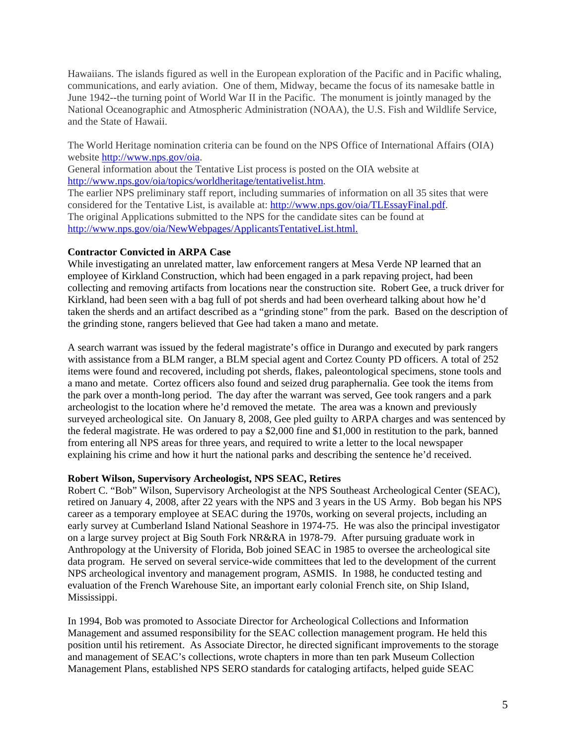Hawaiians. The islands figured as well in the European exploration of the Pacific and in Pacific whaling, communications, and early aviation. One of them, Midway, became the focus of its namesake battle in June 1942--the turning point of World War II in the Pacific. The monument is jointly managed by the National Oceanographic and Atmospheric Administration (NOAA), the U.S. Fish and Wildlife Service, and the State of Hawaii.

The World Heritage nomination criteria can be found on the NPS Office of International Affairs (OIA) website http://www.nps.gov/oia.
General information about the Tentative List process is posted on the OIA website at http://www.nps.gov/oia/topics/worldheritage/tentativelist.htm.
The earlier NPS preliminary staff report, including summaries of information on all 35 sites that were considered for the Tentative List, is available at: http://www.nps.gov/oia/TLEssayFinal.pdf.
The original Applications submitted to the NPS for the candidate sites can be found at http://www.nps.gov/oia/NewWebpages/ApplicantsTentativeList.html.

**Contractor Convicted in ARPA Case**
While investigating an unrelated matter, law enforcement rangers at Mesa Verde NP learned that an employee of Kirkland Construction, which had been engaged in a park repaving project, had been collecting and removing artifacts from locations near the construction site. Robert Gee, a truck driver for Kirkland, had been seen with a bag full of pot sherds and had been overheard talking about how he'd taken the sherds and an artifact described as a "grinding stone" from the park. Based on the description of the grinding stone, rangers believed that Gee had taken a mano and metate.

A search warrant was issued by the federal magistrate's office in Durango and executed by park rangers with assistance from a BLM ranger, a BLM special agent and Cortez County PD officers. A total of 252 items were found and recovered, including pot sherds, flakes, paleontological specimens, stone tools and a mano and metate. Cortez officers also found and seized drug paraphernalia. Gee took the items from the park over a month-long period. The day after the warrant was served, Gee took rangers and a park archeologist to the location where he'd removed the metate. The area was a known and previously surveyed archeological site. On January 8, 2008, Gee pled guilty to ARPA charges and was sentenced by the federal magistrate. He was ordered to pay a $2,000 fine and $1,000 in restitution to the park, banned from entering all NPS areas for three years, and required to write a letter to the local newspaper explaining his crime and how it hurt the national parks and describing the sentence he'd received.

**Robert Wilson, Supervisory Archeologist, NPS SEAC, Retires**
Robert C. "Bob" Wilson, Supervisory Archeologist at the NPS Southeast Archeological Center (SEAC), retired on January 4, 2008, after 22 years with the NPS and 3 years in the US Army. Bob began his NPS career as a temporary employee at SEAC during the 1970s, working on several projects, including an early survey at Cumberland Island National Seashore in 1974-75. He was also the principal investigator on a large survey project at Big South Fork NR&RA in 1978-79. After pursuing graduate work in Anthropology at the University of Florida, Bob joined SEAC in 1985 to oversee the archeological site data program. He served on several service-wide committees that led to the development of the current NPS archeological inventory and management program, ASMIS. In 1988, he conducted testing and evaluation of the French Warehouse Site, an important early colonial French site, on Ship Island, Mississippi.

In 1994, Bob was promoted to Associate Director for Archeological Collections and Information Management and assumed responsibility for the SEAC collection management program. He held this position until his retirement. As Associate Director, he directed significant improvements to the storage and management of SEAC's collections, wrote chapters in more than ten park Museum Collection Management Plans, established NPS SERO standards for cataloging artifacts, helped guide SEAC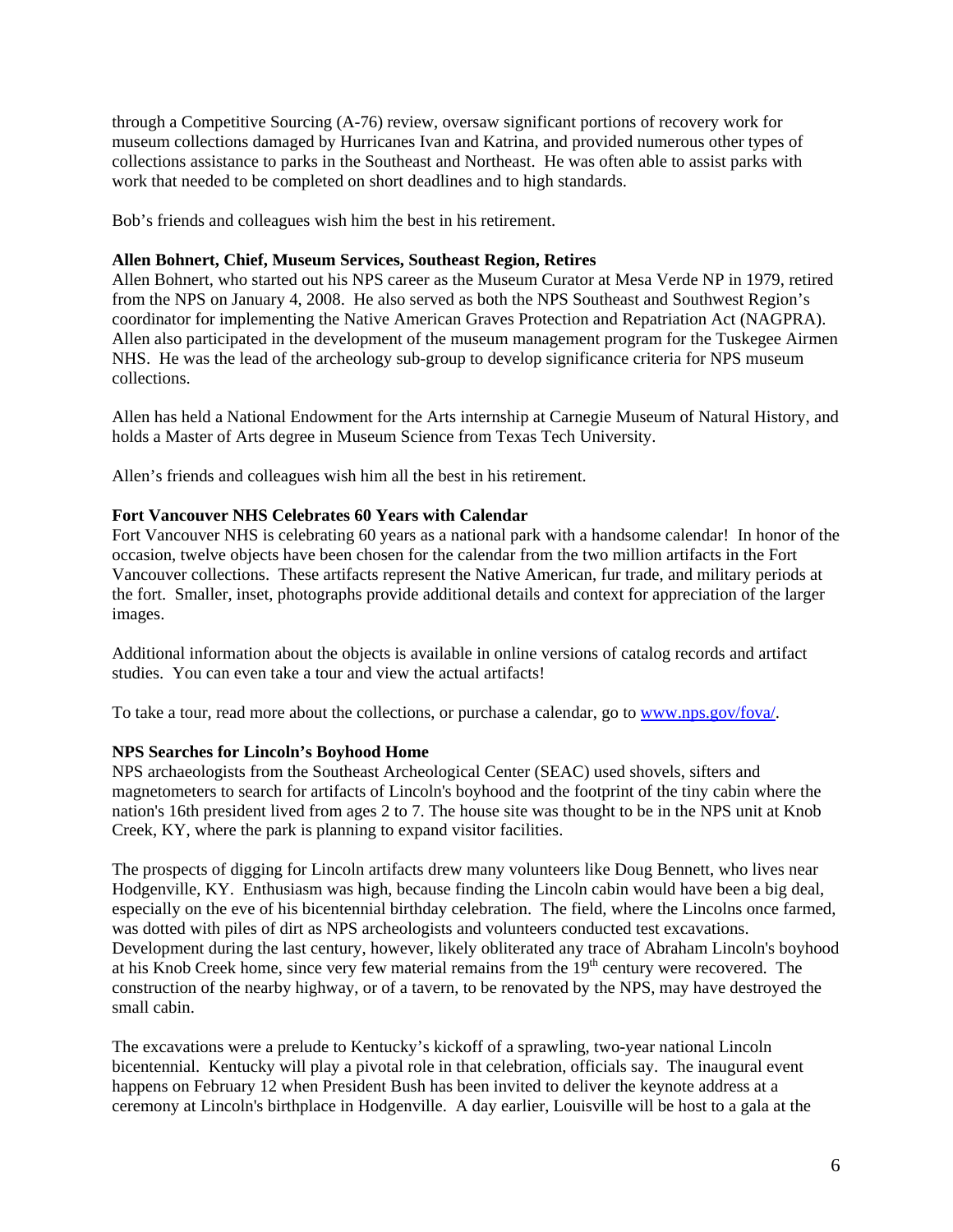through a Competitive Sourcing (A-76) review, oversaw significant portions of recovery work for museum collections damaged by Hurricanes Ivan and Katrina, and provided numerous other types of collections assistance to parks in the Southeast and Northeast. He was often able to assist parks with work that needed to be completed on short deadlines and to high standards.

Bob's friends and colleagues wish him the best in his retirement.

**Allen Bohnert, Chief, Museum Services, Southeast Region, Retires**

Allen Bohnert, who started out his NPS career as the Museum Curator at Mesa Verde NP in 1979, retired from the NPS on January 4, 2008. He also served as both the NPS Southeast and Southwest Region's coordinator for implementing the Native American Graves Protection and Repatriation Act (NAGPRA). Allen also participated in the development of the museum management program for the Tuskegee Airmen NHS. He was the lead of the archeology sub-group to develop significance criteria for NPS museum collections.

Allen has held a National Endowment for the Arts internship at Carnegie Museum of Natural History, and holds a Master of Arts degree in Museum Science from Texas Tech University.

Allen's friends and colleagues wish him all the best in his retirement.

**Fort Vancouver NHS Celebrates 60 Years with Calendar**

Fort Vancouver NHS is celebrating 60 years as a national park with a handsome calendar! In honor of the occasion, twelve objects have been chosen for the calendar from the two million artifacts in the Fort Vancouver collections. These artifacts represent the Native American, fur trade, and military periods at the fort. Smaller, inset, photographs provide additional details and context for appreciation of the larger images.

Additional information about the objects is available in online versions of catalog records and artifact studies. You can even take a tour and view the actual artifacts!

To take a tour, read more about the collections, or purchase a calendar, go to [www.nps.gov/fova/](www.nps.gov/fova/).

**NPS Searches for Lincoln's Boyhood Home**

NPS archaeologists from the Southeast Archeological Center (SEAC) used shovels, sifters and magnetometers to search for artifacts of Lincoln's boyhood and the footprint of the tiny cabin where the nation's 16th president lived from ages 2 to 7. The house site was thought to be in the NPS unit at Knob Creek, KY, where the park is planning to expand visitor facilities.

The prospects of digging for Lincoln artifacts drew many volunteers like Doug Bennett, who lives near Hodgenville, KY. Enthusiasm was high, because finding the Lincoln cabin would have been a big deal, especially on the eve of his bicentennial birthday celebration. The field, where the Lincolns once farmed, was dotted with piles of dirt as NPS archeologists and volunteers conducted test excavations. Development during the last century, however, likely obliterated any trace of Abraham Lincoln's boyhood at his Knob Creek home, since very few material remains from the 19th century were recovered. The construction of the nearby highway, or of a tavern, to be renovated by the NPS, may have destroyed the small cabin.

The excavations were a prelude to Kentucky's kickoff of a sprawling, two-year national Lincoln bicentennial. Kentucky will play a pivotal role in that celebration, officials say. The inaugural event happens on February 12 when President Bush has been invited to deliver the keynote address at a ceremony at Lincoln's birthplace in Hodgenville. A day earlier, Louisville will be host to a gala at the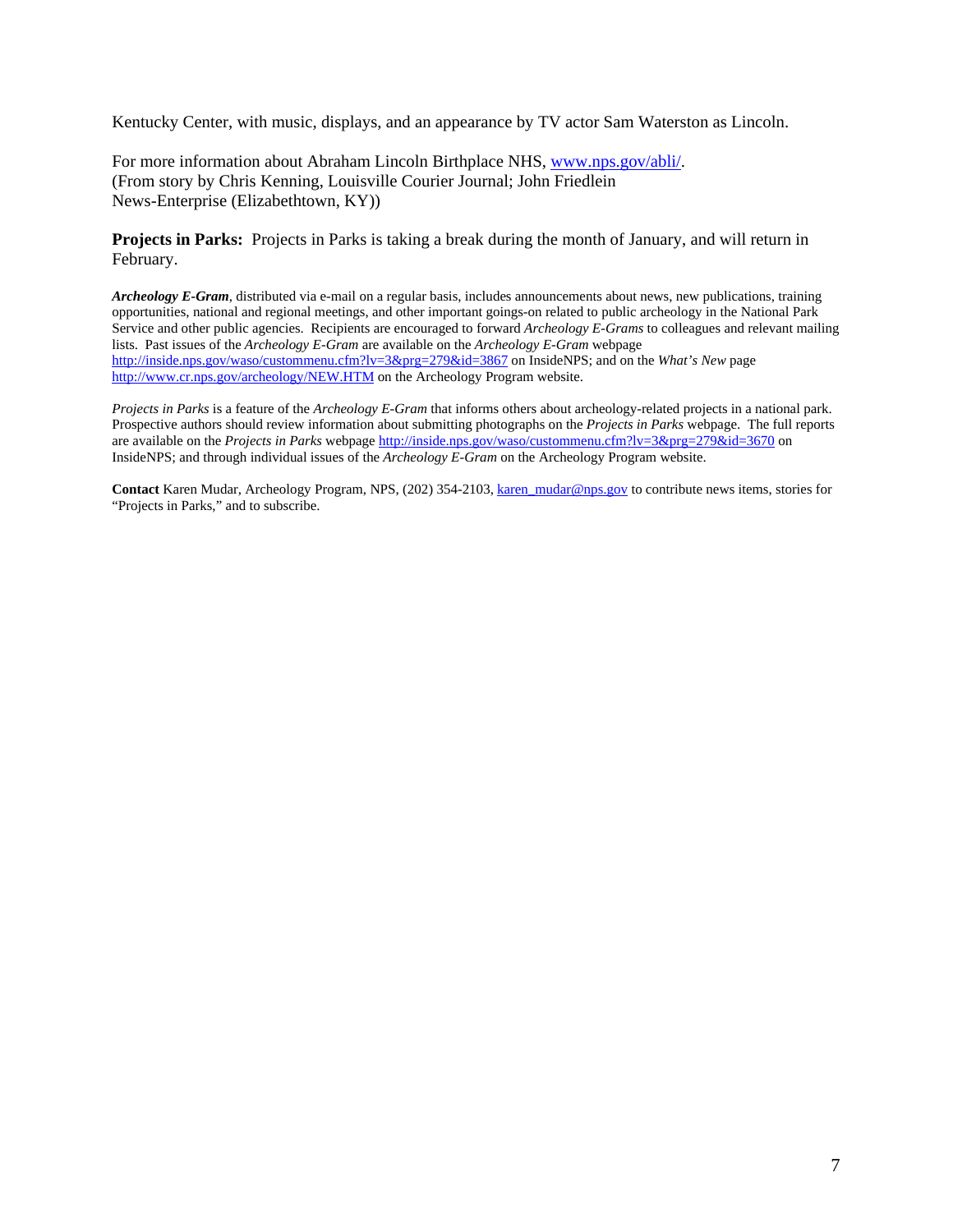Kentucky Center, with music, displays, and an appearance by TV actor Sam Waterston as Lincoln.

For more information about Abraham Lincoln Birthplace NHS, www.nps.gov/abli/.
(From story by Chris Kenning, Louisville Courier Journal; John Friedlein
News-Enterprise (Elizabethtown, KY))

**Projects in Parks:** Projects in Parks is taking a break during the month of January, and will return in February.

***Archeology E-Gram***, distributed via e-mail on a regular basis, includes announcements about news, new publications, training opportunities, national and regional meetings, and other important goings-on related to public archeology in the National Park Service and other public agencies. Recipients are encouraged to forward *Archeology E-Grams* to colleagues and relevant mailing lists. Past issues of the *Archeology E-Gram* are available on the *Archeology E-Gram* webpage http://inside.nps.gov/waso/custommenu.cfm?lv=3&prg=279&id=3867 on InsideNPS; and on the *What's New* page http://www.cr.nps.gov/archeology/NEW.HTM on the Archeology Program website.

*Projects in Parks* is a feature of the *Archeology E-Gram* that informs others about archeology-related projects in a national park. Prospective authors should review information about submitting photographs on the *Projects in Parks* webpage. The full reports are available on the *Projects in Parks* webpage http://inside.nps.gov/waso/custommenu.cfm?lv=3&prg=279&id=3670 on InsideNPS; and through individual issues of the *Archeology E-Gram* on the Archeology Program website.

**Contact** Karen Mudar, Archeology Program, NPS, (202) 354-2103, karen_mudar@nps.gov to contribute news items, stories for "Projects in Parks," and to subscribe.